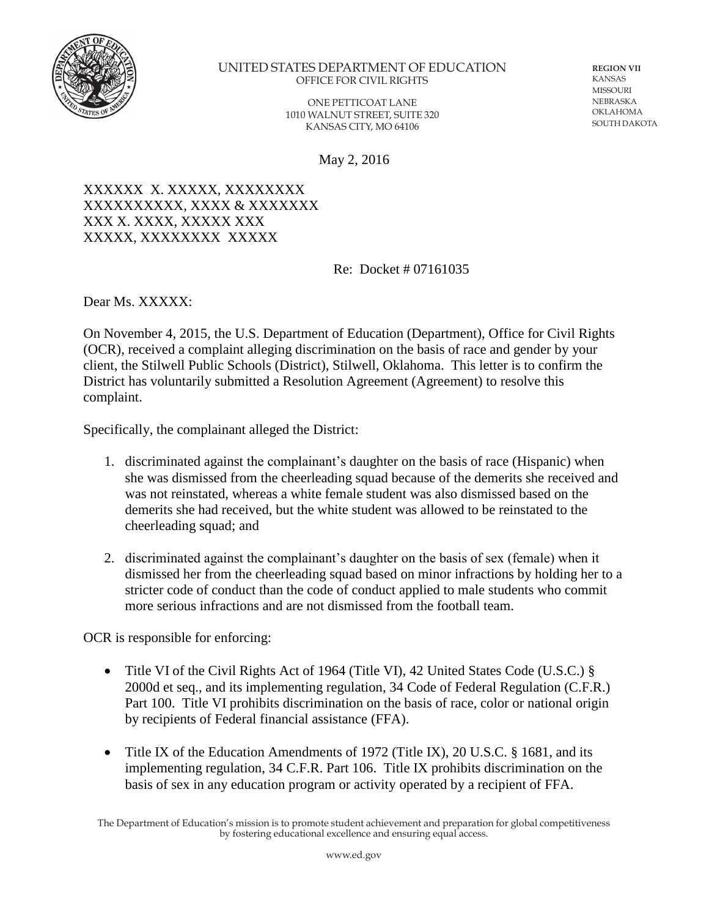UNITED STATES DEPARTMENT OF EDUCATION
OFFICE FOR CIVIL RIGHTS

ONE PETTICOAT LANE
1010 WALNUT STREET, SUITE 320
KANSAS CITY, MO 64106

**REGION VII**
KANSAS
MISSOURI
NEBRASKA
OKLAHOMA
SOUTH DAKOTA

May 2, 2016

XXXXXX X. XXXXX, XXXXXXXX
XXXXXXXXXX, XXXX & XXXXXXX
XXX X. XXXX, XXXXX XXX
XXXXX, XXXXXXXX XXXXX

Re: Docket # 07161035

Dear Ms. XXXXX:

On November 4, 2015, the U.S. Department of Education (Department), Office for Civil Rights (OCR), received a complaint alleging discrimination on the basis of race and gender by your client, the Stilwell Public Schools (District), Stilwell, Oklahoma. This letter is to confirm the District has voluntarily submitted a Resolution Agreement (Agreement) to resolve this complaint.

Specifically, the complainant alleged the District:

1. discriminated against the complainant's daughter on the basis of race (Hispanic) when she was dismissed from the cheerleading squad because of the demerits she received and was not reinstated, whereas a white female student was also dismissed based on the demerits she had received, but the white student was allowed to be reinstated to the cheerleading squad; and

2. discriminated against the complainant's daughter on the basis of sex (female) when it dismissed her from the cheerleading squad based on minor infractions by holding her to a stricter code of conduct than the code of conduct applied to male students who commit more serious infractions and are not dismissed from the football team.

OCR is responsible for enforcing:

- Title VI of the Civil Rights Act of 1964 (Title VI), 42 United States Code (U.S.C.) § 2000d et seq., and its implementing regulation, 34 Code of Federal Regulation (C.F.R.) Part 100. Title VI prohibits discrimination on the basis of race, color or national origin by recipients of Federal financial assistance (FFA).

- Title IX of the Education Amendments of 1972 (Title IX), 20 U.S.C. § 1681, and its implementing regulation, 34 C.F.R. Part 106. Title IX prohibits discrimination on the basis of sex in any education program or activity operated by a recipient of FFA.

The Department of Education's mission is to promote student achievement and preparation for global competitiveness by fostering educational excellence and ensuring equal access.

www.ed.gov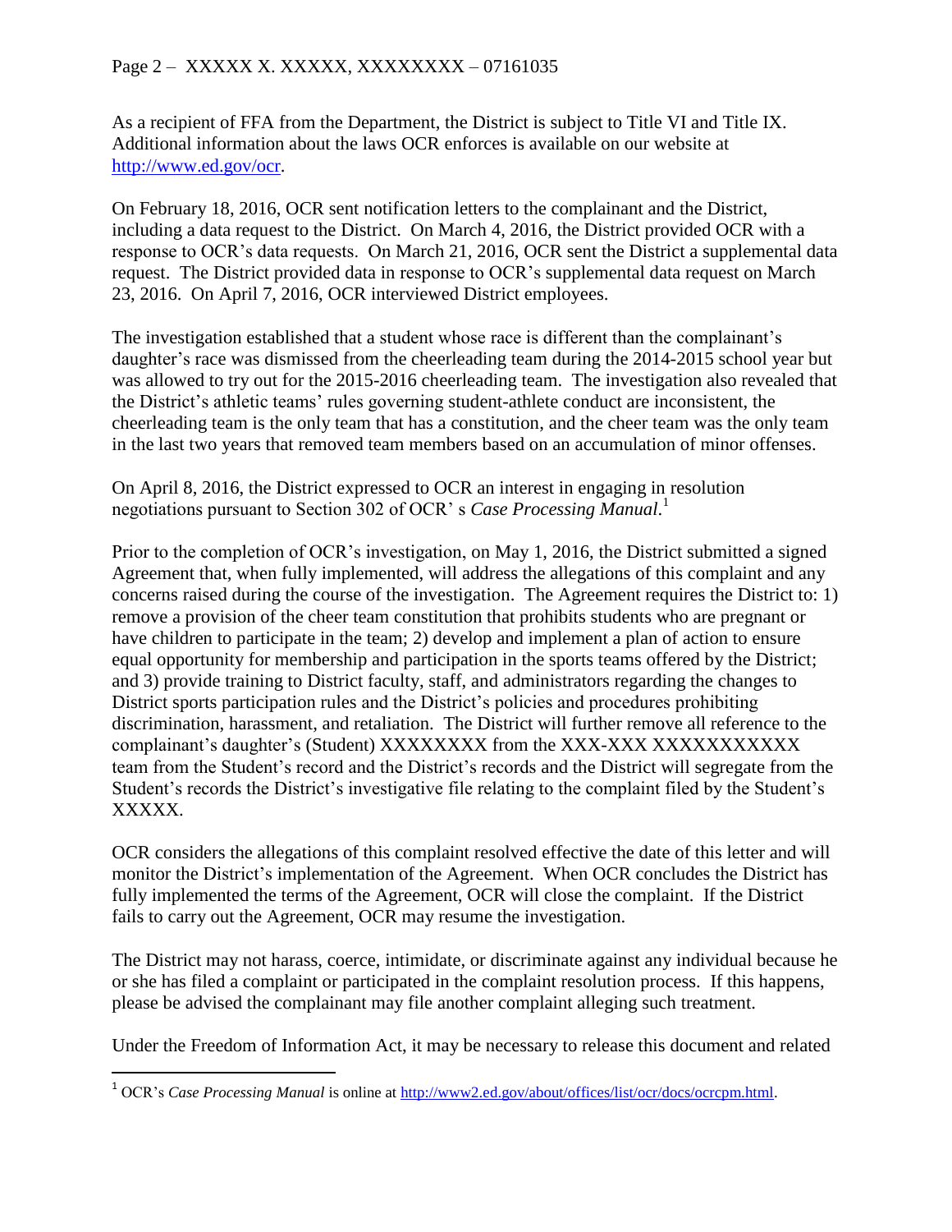As a recipient of FFA from the Department, the District is subject to Title VI and Title IX. Additional information about the laws OCR enforces is available on our website at http://www.ed.gov/ocr.

On February 18, 2016, OCR sent notification letters to the complainant and the District, including a data request to the District. On March 4, 2016, the District provided OCR with a response to OCR's data requests. On March 21, 2016, OCR sent the District a supplemental data request. The District provided data in response to OCR's supplemental data request on March 23, 2016. On April 7, 2016, OCR interviewed District employees.

The investigation established that a student whose race is different than the complainant's daughter's race was dismissed from the cheerleading team during the 2014-2015 school year but was allowed to try out for the 2015-2016 cheerleading team. The investigation also revealed that the District's athletic teams' rules governing student-athlete conduct are inconsistent, the cheerleading team is the only team that has a constitution, and the cheer team was the only team in the last two years that removed team members based on an accumulation of minor offenses.

On April 8, 2016, the District expressed to OCR an interest in engaging in resolution negotiations pursuant to Section 302 of OCR' s *Case Processing Manual*.[1]

Prior to the completion of OCR's investigation, on May 1, 2016, the District submitted a signed Agreement that, when fully implemented, will address the allegations of this complaint and any concerns raised during the course of the investigation. The Agreement requires the District to: 1) remove a provision of the cheer team constitution that prohibits students who are pregnant or have children to participate in the team; 2) develop and implement a plan of action to ensure equal opportunity for membership and participation in the sports teams offered by the District; and 3) provide training to District faculty, staff, and administrators regarding the changes to District sports participation rules and the District's policies and procedures prohibiting discrimination, harassment, and retaliation. The District will further remove all reference to the complainant's daughter's (Student) XXXXXXXX from the XXX-XXX XXXXXXXXXXX team from the Student's record and the District's records and the District will segregate from the Student's records the District's investigative file relating to the complaint filed by the Student's XXXXX.

OCR considers the allegations of this complaint resolved effective the date of this letter and will monitor the District's implementation of the Agreement. When OCR concludes the District has fully implemented the terms of the Agreement, OCR will close the complaint. If the District fails to carry out the Agreement, OCR may resume the investigation.

The District may not harass, coerce, intimidate, or discriminate against any individual because he or she has filed a complaint or participated in the complaint resolution process. If this happens, please be advised the complainant may file another complaint alleging such treatment.

Under the Freedom of Information Act, it may be necessary to release this document and related

---

[1] OCR's *Case Processing Manual* is online at http://www2.ed.gov/about/offices/list/ocr/docs/ocrcpm.html.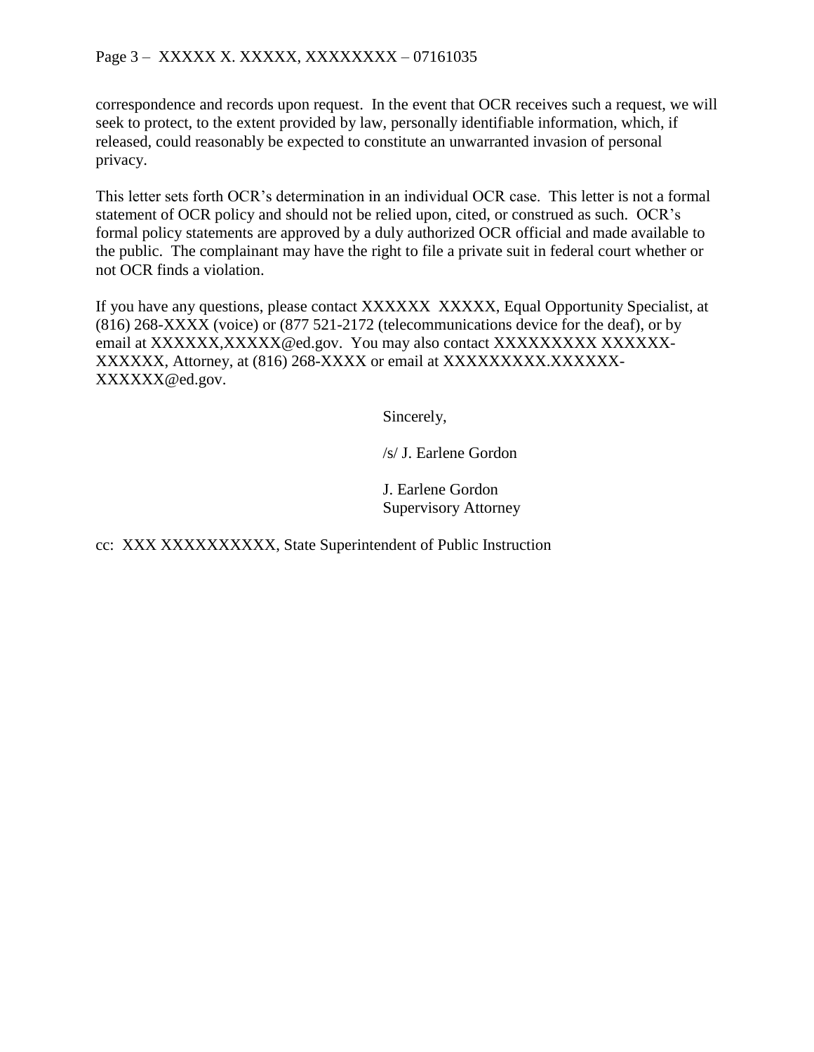correspondence and records upon request. In the event that OCR receives such a request, we will seek to protect, to the extent provided by law, personally identifiable information, which, if released, could reasonably be expected to constitute an unwarranted invasion of personal privacy.

This letter sets forth OCR's determination in an individual OCR case. This letter is not a formal statement of OCR policy and should not be relied upon, cited, or construed as such. OCR's formal policy statements are approved by a duly authorized OCR official and made available to the public. The complainant may have the right to file a private suit in federal court whether or not OCR finds a violation.

If you have any questions, please contact XXXXXX XXXXX, Equal Opportunity Specialist, at (816) 268-XXXX (voice) or (877 521-2172 (telecommunications device for the deaf), or by email at XXXXXX,XXXXX@ed.gov. You may also contact XXXXXXXXX XXXXXX-XXXXXX, Attorney, at (816) 268-XXXX or email at XXXXXXXXX.XXXXXX-XXXXXX@ed.gov.

Sincerely,

/s/ J. Earlene Gordon

J. Earlene Gordon
Supervisory Attorney

cc: XXX XXXXXXXXXX, State Superintendent of Public Instruction